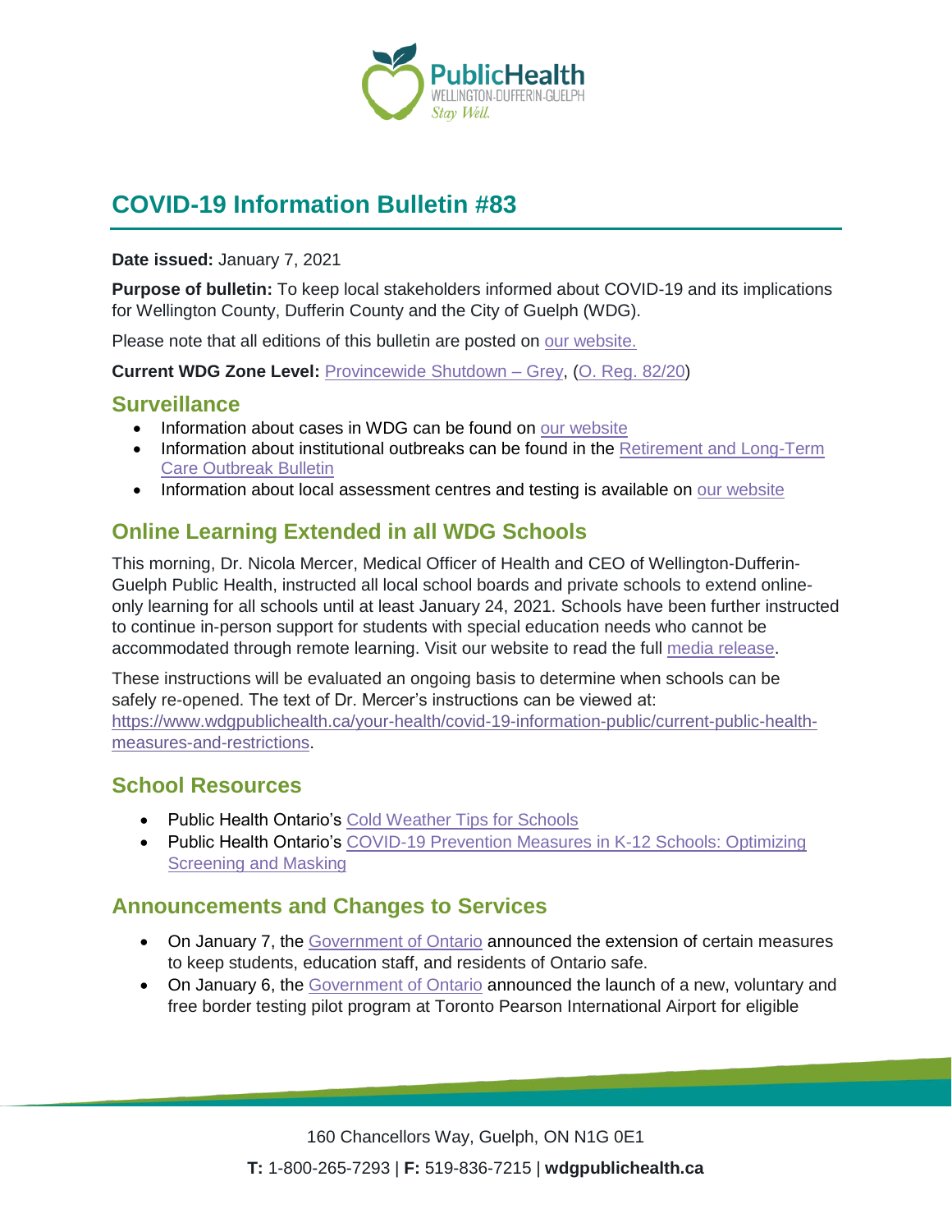# COVID-19 Information Bulletin #83

**Date issued:** January 7, 2021

**Purpose of bulletin:** To keep local stakeholders informed about COVID-19 and its implications for Wellington County, Dufferin County and the City of Guelph (WDG).

Please note that all editions of this bulletin are posted on our website.

**Current WDG Zone Level:** Provincewide Shutdown – Grey, (O. Reg. 82/20)

## Surveillance

- Information about cases in WDG can be found on our website
- Information about institutional outbreaks can be found in the Retirement and Long-Term Care Outbreak Bulletin
- Information about local assessment centres and testing is available on our website

## Online Learning Extended in all WDG Schools

This morning, Dr. Nicola Mercer, Medical Officer of Health and CEO of Wellington-Dufferin-Guelph Public Health, instructed all local school boards and private schools to extend online-only learning for all schools until at least January 24, 2021. Schools have been further instructed to continue in-person support for students with special education needs who cannot be accommodated through remote learning. Visit our website to read the full media release.

These instructions will be evaluated an ongoing basis to determine when schools can be safely re-opened. The text of Dr. Mercer's instructions can be viewed at: https://www.wdgpublichealth.ca/your-health/covid-19-information-public/current-public-health-measures-and-restrictions.

## School Resources

- Public Health Ontario's Cold Weather Tips for Schools
- Public Health Ontario's COVID-19 Prevention Measures in K-12 Schools: Optimizing Screening and Masking

## Announcements and Changes to Services

- On January 7, the Government of Ontario announced the extension of certain measures to keep students, education staff, and residents of Ontario safe.
- On January 6, the Government of Ontario announced the launch of a new, voluntary and free border testing pilot program at Toronto Pearson International Airport for eligible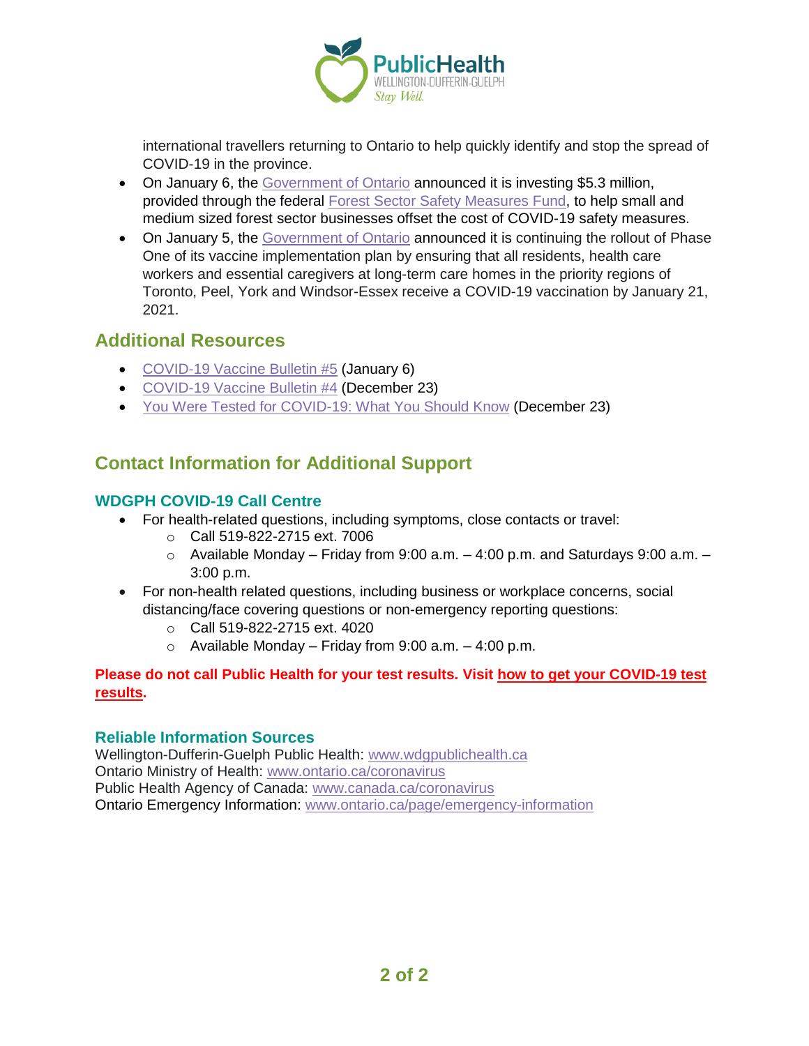international travellers returning to Ontario to help quickly identify and stop the spread of COVID-19 in the province.

- On January 6, the Government of Ontario announced it is investing $5.3 million, provided through the federal Forest Sector Safety Measures Fund, to help small and medium sized forest sector businesses offset the cost of COVID-19 safety measures.
- On January 5, the Government of Ontario announced it is continuing the rollout of Phase One of its vaccine implementation plan by ensuring that all residents, health care workers and essential caregivers at long-term care homes in the priority regions of Toronto, Peel, York and Windsor-Essex receive a COVID-19 vaccination by January 21, 2021.

## Additional Resources

- COVID-19 Vaccine Bulletin #5 (January 6)
- COVID-19 Vaccine Bulletin #4 (December 23)
- You Were Tested for COVID-19: What You Should Know (December 23)

## Contact Information for Additional Support

### WDGPH COVID-19 Call Centre

- For health-related questions, including symptoms, close contacts or travel:
  - Call 519-822-2715 ext. 7006
  - Available Monday – Friday from 9:00 a.m. – 4:00 p.m. and Saturdays 9:00 a.m. – 3:00 p.m.
- For non-health related questions, including business or workplace concerns, social distancing/face covering questions or non-emergency reporting questions:
  - Call 519-822-2715 ext. 4020
  - Available Monday – Friday from 9:00 a.m. – 4:00 p.m.

**Please do not call Public Health for your test results. Visit how to get your COVID-19 test results.**

### Reliable Information Sources

Wellington-Dufferin-Guelph Public Health: www.wdgpublichealth.ca
Ontario Ministry of Health: www.ontario.ca/coronavirus
Public Health Agency of Canada: www.canada.ca/coronavirus
Ontario Emergency Information: www.ontario.ca/page/emergency-information